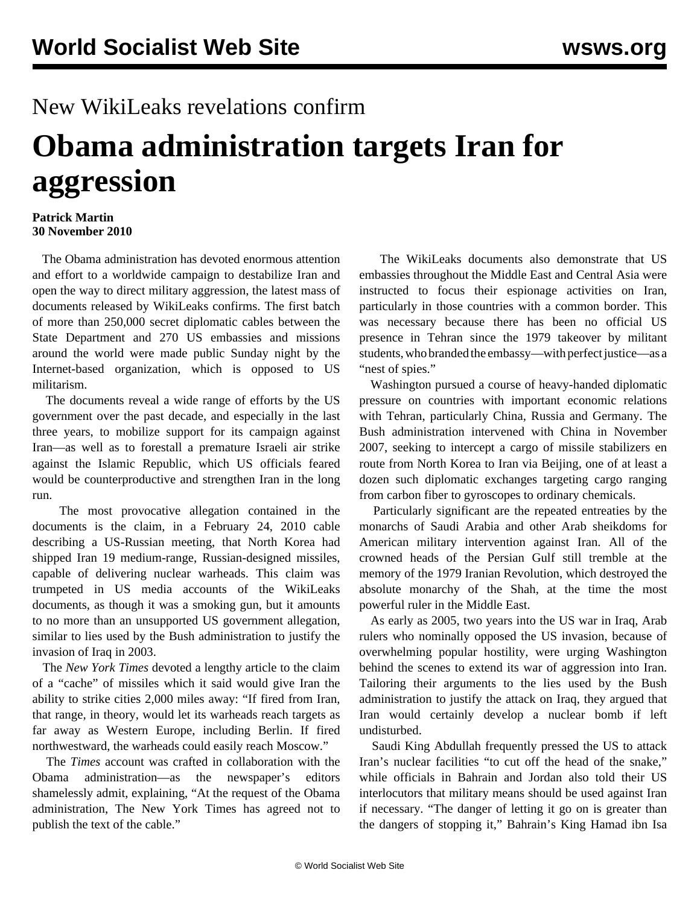New WikiLeaks revelations confirm

# Obama administration targets Iran for aggression

**Patrick Martin**
**30 November 2010**

The Obama administration has devoted enormous attention and effort to a worldwide campaign to destabilize Iran and open the way to direct military aggression, the latest mass of documents released by WikiLeaks confirms. The first batch of more than 250,000 secret diplomatic cables between the State Department and 270 US embassies and missions around the world were made public Sunday night by the Internet-based organization, which is opposed to US militarism.

The documents reveal a wide range of efforts by the US government over the past decade, and especially in the last three years, to mobilize support for its campaign against Iran—as well as to forestall a premature Israeli air strike against the Islamic Republic, which US officials feared would be counterproductive and strengthen Iran in the long run.

The most provocative allegation contained in the documents is the claim, in a February 24, 2010 cable describing a US-Russian meeting, that North Korea had shipped Iran 19 medium-range, Russian-designed missiles, capable of delivering nuclear warheads. This claim was trumpeted in US media accounts of the WikiLeaks documents, as though it was a smoking gun, but it amounts to no more than an unsupported US government allegation, similar to lies used by the Bush administration to justify the invasion of Iraq in 2003.

The *New York Times* devoted a lengthy article to the claim of a "cache" of missiles which it said would give Iran the ability to strike cities 2,000 miles away: "If fired from Iran, that range, in theory, would let its warheads reach targets as far away as Western Europe, including Berlin. If fired northwestward, the warheads could easily reach Moscow."

The *Times* account was crafted in collaboration with the Obama administration—as the newspaper's editors shamelessly admit, explaining, "At the request of the Obama administration, The New York Times has agreed not to publish the text of the cable."

The WikiLeaks documents also demonstrate that US embassies throughout the Middle East and Central Asia were instructed to focus their espionage activities on Iran, particularly in those countries with a common border. This was necessary because there has been no official US presence in Tehran since the 1979 takeover by militant students, who branded the embassy—with perfect justice—as a "nest of spies."

Washington pursued a course of heavy-handed diplomatic pressure on countries with important economic relations with Tehran, particularly China, Russia and Germany. The Bush administration intervened with China in November 2007, seeking to intercept a cargo of missile stabilizers en route from North Korea to Iran via Beijing, one of at least a dozen such diplomatic exchanges targeting cargo ranging from carbon fiber to gyroscopes to ordinary chemicals.

Particularly significant are the repeated entreaties by the monarchs of Saudi Arabia and other Arab sheikdoms for American military intervention against Iran. All of the crowned heads of the Persian Gulf still tremble at the memory of the 1979 Iranian Revolution, which destroyed the absolute monarchy of the Shah, at the time the most powerful ruler in the Middle East.

As early as 2005, two years into the US war in Iraq, Arab rulers who nominally opposed the US invasion, because of overwhelming popular hostility, were urging Washington behind the scenes to extend its war of aggression into Iran. Tailoring their arguments to the lies used by the Bush administration to justify the attack on Iraq, they argued that Iran would certainly develop a nuclear bomb if left undisturbed.

Saudi King Abdullah frequently pressed the US to attack Iran's nuclear facilities "to cut off the head of the snake," while officials in Bahrain and Jordan also told their US interlocutors that military means should be used against Iran if necessary. "The danger of letting it go on is greater than the dangers of stopping it," Bahrain's King Hamad ibn Isa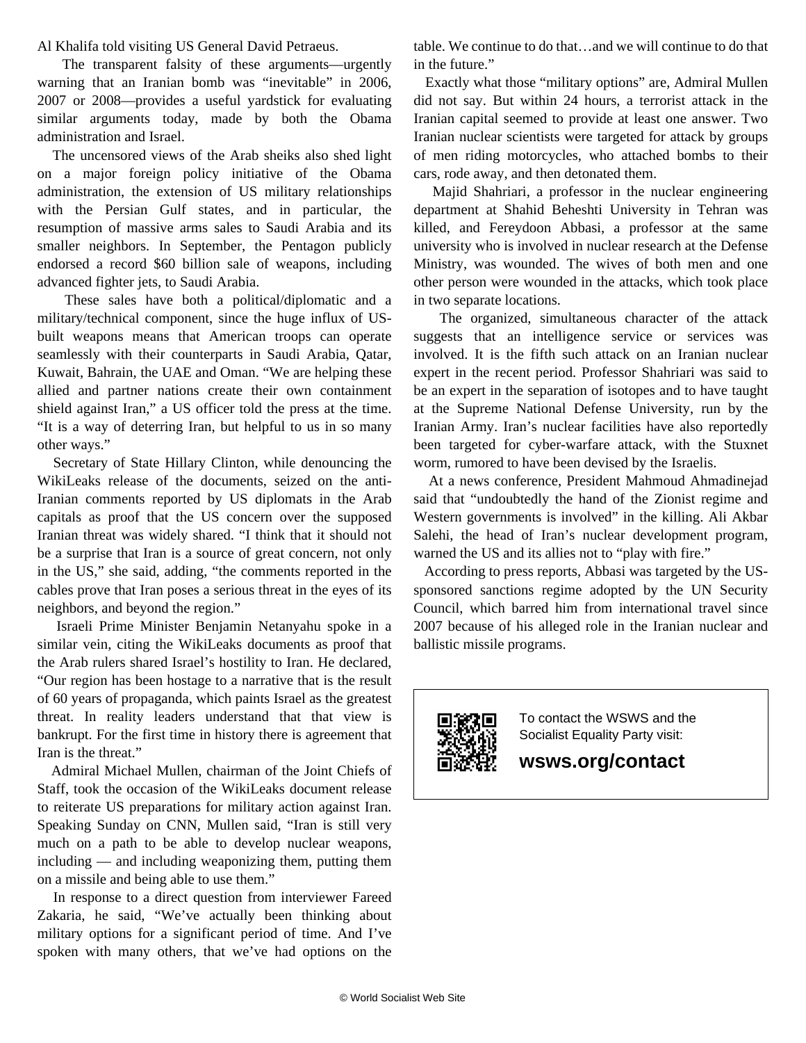Al Khalifa told visiting US General David Petraeus.

The transparent falsity of these arguments—urgently warning that an Iranian bomb was "inevitable" in 2006, 2007 or 2008—provides a useful yardstick for evaluating similar arguments today, made by both the Obama administration and Israel.

The uncensored views of the Arab sheiks also shed light on a major foreign policy initiative of the Obama administration, the extension of US military relationships with the Persian Gulf states, and in particular, the resumption of massive arms sales to Saudi Arabia and its smaller neighbors. In September, the Pentagon publicly endorsed a record $60 billion sale of weapons, including advanced fighter jets, to Saudi Arabia.

These sales have both a political/diplomatic and a military/technical component, since the huge influx of US-built weapons means that American troops can operate seamlessly with their counterparts in Saudi Arabia, Qatar, Kuwait, Bahrain, the UAE and Oman. "We are helping these allied and partner nations create their own containment shield against Iran," a US officer told the press at the time. "It is a way of deterring Iran, but helpful to us in so many other ways."

Secretary of State Hillary Clinton, while denouncing the WikiLeaks release of the documents, seized on the anti-Iranian comments reported by US diplomats in the Arab capitals as proof that the US concern over the supposed Iranian threat was widely shared. "I think that it should not be a surprise that Iran is a source of great concern, not only in the US," she said, adding, "the comments reported in the cables prove that Iran poses a serious threat in the eyes of its neighbors, and beyond the region."

Israeli Prime Minister Benjamin Netanyahu spoke in a similar vein, citing the WikiLeaks documents as proof that the Arab rulers shared Israel's hostility to Iran. He declared, "Our region has been hostage to a narrative that is the result of 60 years of propaganda, which paints Israel as the greatest threat. In reality leaders understand that that view is bankrupt. For the first time in history there is agreement that Iran is the threat."

Admiral Michael Mullen, chairman of the Joint Chiefs of Staff, took the occasion of the WikiLeaks document release to reiterate US preparations for military action against Iran. Speaking Sunday on CNN, Mullen said, "Iran is still very much on a path to be able to develop nuclear weapons, including — and including weaponizing them, putting them on a missile and being able to use them."

In response to a direct question from interviewer Fareed Zakaria, he said, "We've actually been thinking about military options for a significant period of time. And I've spoken with many others, that we've had options on the table. We continue to do that…and we will continue to do that in the future."

Exactly what those "military options" are, Admiral Mullen did not say. But within 24 hours, a terrorist attack in the Iranian capital seemed to provide at least one answer. Two Iranian nuclear scientists were targeted for attack by groups of men riding motorcycles, who attached bombs to their cars, rode away, and then detonated them.

Majid Shahriari, a professor in the nuclear engineering department at Shahid Beheshti University in Tehran was killed, and Fereydoon Abbasi, a professor at the same university who is involved in nuclear research at the Defense Ministry, was wounded. The wives of both men and one other person were wounded in the attacks, which took place in two separate locations.

The organized, simultaneous character of the attack suggests that an intelligence service or services was involved. It is the fifth such attack on an Iranian nuclear expert in the recent period. Professor Shahriari was said to be an expert in the separation of isotopes and to have taught at the Supreme National Defense University, run by the Iranian Army. Iran's nuclear facilities have also reportedly been targeted for cyber-warfare attack, with the Stuxnet worm, rumored to have been devised by the Israelis.

At a news conference, President Mahmoud Ahmadinejad said that "undoubtedly the hand of the Zionist regime and Western governments is involved" in the killing. Ali Akbar Salehi, the head of Iran's nuclear development program, warned the US and its allies not to "play with fire."

According to press reports, Abbasi was targeted by the US-sponsored sanctions regime adopted by the UN Security Council, which barred him from international travel since 2007 because of his alleged role in the Iranian nuclear and ballistic missile programs.

To contact the WSWS and the Socialist Equality Party visit:

**wsws.org/contact**